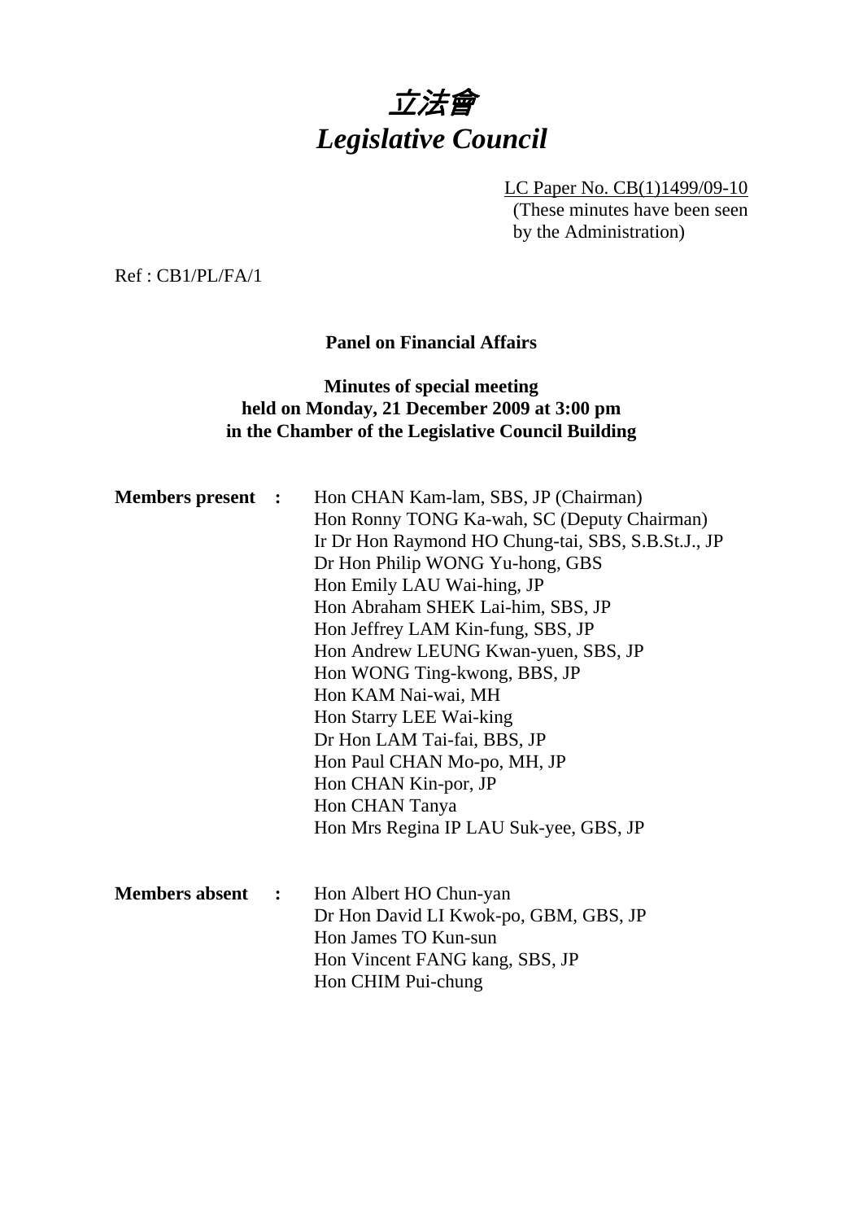# *立法會*
# *Legislative Council*

LC Paper No. CB(1)1499/09-10
(These minutes have been seen by the Administration)

Ref : CB1/PL/FA/1

**Panel on Financial Affairs**

**Minutes of special meeting held on Monday, 21 December 2009 at 3:00 pm in the Chamber of the Legislative Council Building**

**Members present :**
Hon CHAN Kam-lam, SBS, JP (Chairman)
Hon Ronny TONG Ka-wah, SC (Deputy Chairman)
Ir Dr Hon Raymond HO Chung-tai, SBS, S.B.St.J., JP
Dr Hon Philip WONG Yu-hong, GBS
Hon Emily LAU Wai-hing, JP
Hon Abraham SHEK Lai-him, SBS, JP
Hon Jeffrey LAM Kin-fung, SBS, JP
Hon Andrew LEUNG Kwan-yuen, SBS, JP
Hon WONG Ting-kwong, BBS, JP
Hon KAM Nai-wai, MH
Hon Starry LEE Wai-king
Dr Hon LAM Tai-fai, BBS, JP
Hon Paul CHAN Mo-po, MH, JP
Hon CHAN Kin-por, JP
Hon CHAN Tanya
Hon Mrs Regina IP LAU Suk-yee, GBS, JP

**Members absent :**
Hon Albert HO Chun-yan
Dr Hon David LI Kwok-po, GBM, GBS, JP
Hon James TO Kun-sun
Hon Vincent FANG kang, SBS, JP
Hon CHIM Pui-chung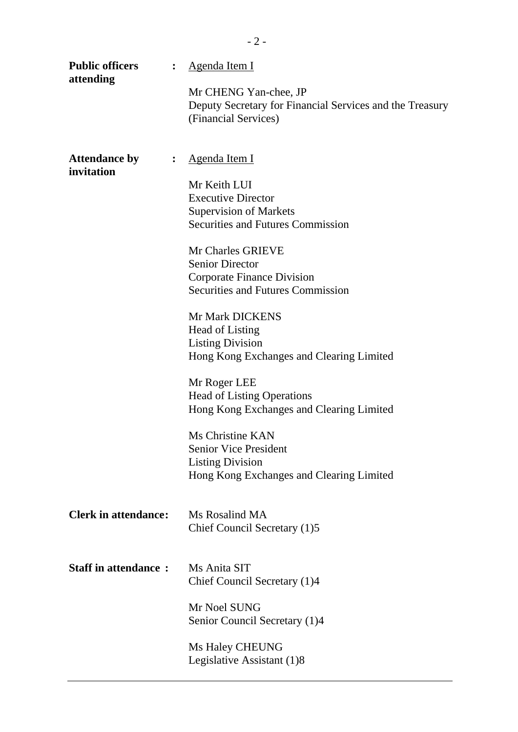**Public officers attending** : <u>Agenda Item I</u>

Mr CHENG Yan-chee, JP
Deputy Secretary for Financial Services and the Treasury (Financial Services)

**Attendance by invitation** : <u>Agenda Item I</u>

Mr Keith LUI
Executive Director
Supervision of Markets
Securities and Futures Commission

Mr Charles GRIEVE
Senior Director
Corporate Finance Division
Securities and Futures Commission

Mr Mark DICKENS
Head of Listing
Listing Division
Hong Kong Exchanges and Clearing Limited

Mr Roger LEE
Head of Listing Operations
Hong Kong Exchanges and Clearing Limited

Ms Christine KAN
Senior Vice President
Listing Division
Hong Kong Exchanges and Clearing Limited

**Clerk in attendance:** Ms Rosalind MA
Chief Council Secretary (1)5

**Staff in attendance :** Ms Anita SIT
Chief Council Secretary (1)4

Mr Noel SUNG
Senior Council Secretary (1)4

Ms Haley CHEUNG
Legislative Assistant (1)8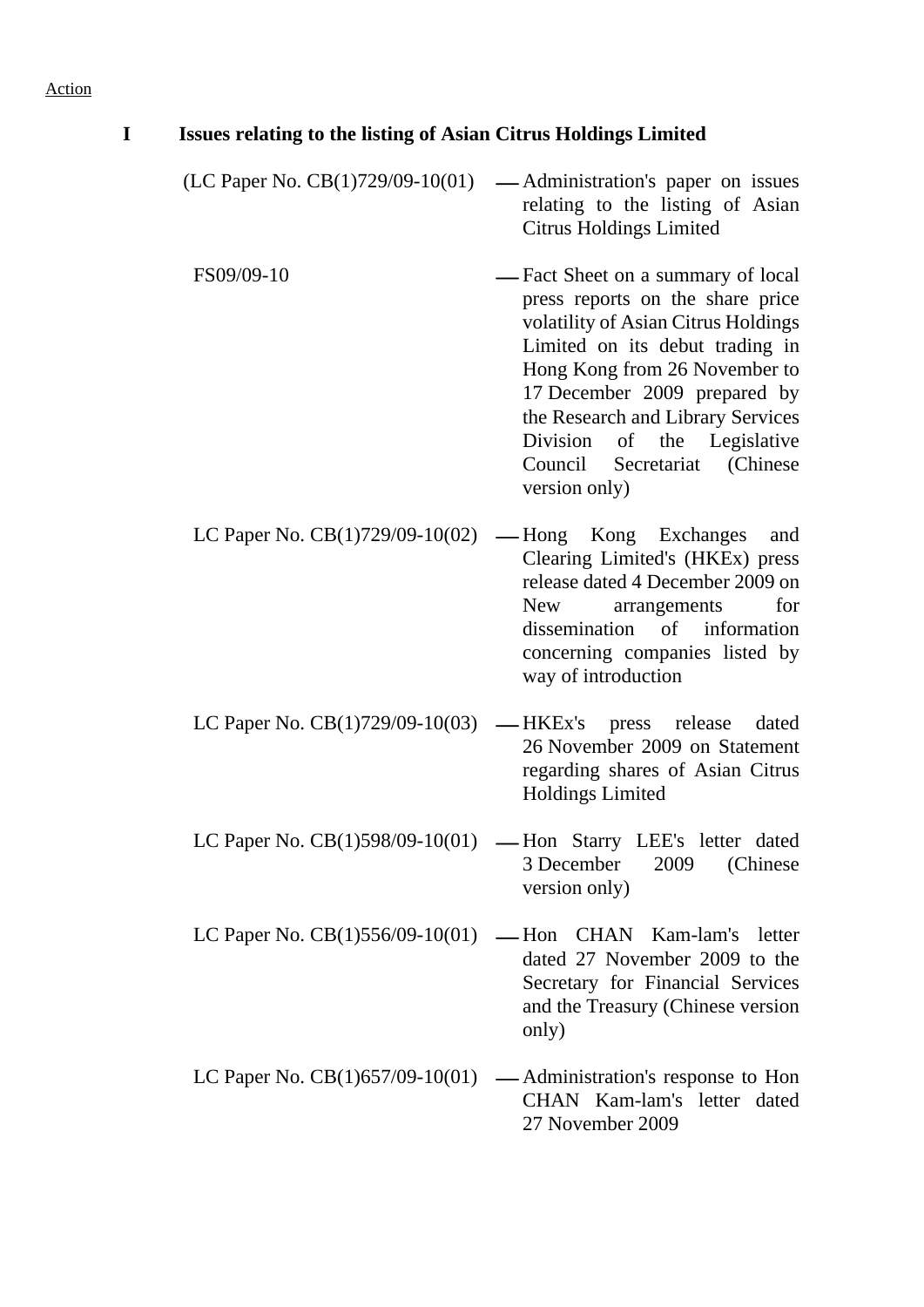Action

## I Issues relating to the listing of Asian Citrus Holdings Limited

(LC Paper No. CB(1)729/09-10(01) — Administration's paper on issues relating to the listing of Asian Citrus Holdings Limited

FS09/09-10 — Fact Sheet on a summary of local press reports on the share price volatility of Asian Citrus Holdings Limited on its debut trading in Hong Kong from 26 November to 17 December 2009 prepared by the Research and Library Services Division of the Legislative Council Secretariat (Chinese version only)

LC Paper No. CB(1)729/09-10(02) — Hong Kong Exchanges and Clearing Limited's (HKEx) press release dated 4 December 2009 on New arrangements for dissemination of information concerning companies listed by way of introduction

LC Paper No. CB(1)729/09-10(03) — HKEx's press release dated 26 November 2009 on Statement regarding shares of Asian Citrus Holdings Limited

LC Paper No. CB(1)598/09-10(01) — Hon Starry LEE's letter dated 3 December 2009 (Chinese version only)

LC Paper No. CB(1)556/09-10(01) — Hon CHAN Kam-lam's letter dated 27 November 2009 to the Secretary for Financial Services and the Treasury (Chinese version only)

LC Paper No. CB(1)657/09-10(01) — Administration's response to Hon CHAN Kam-lam's letter dated 27 November 2009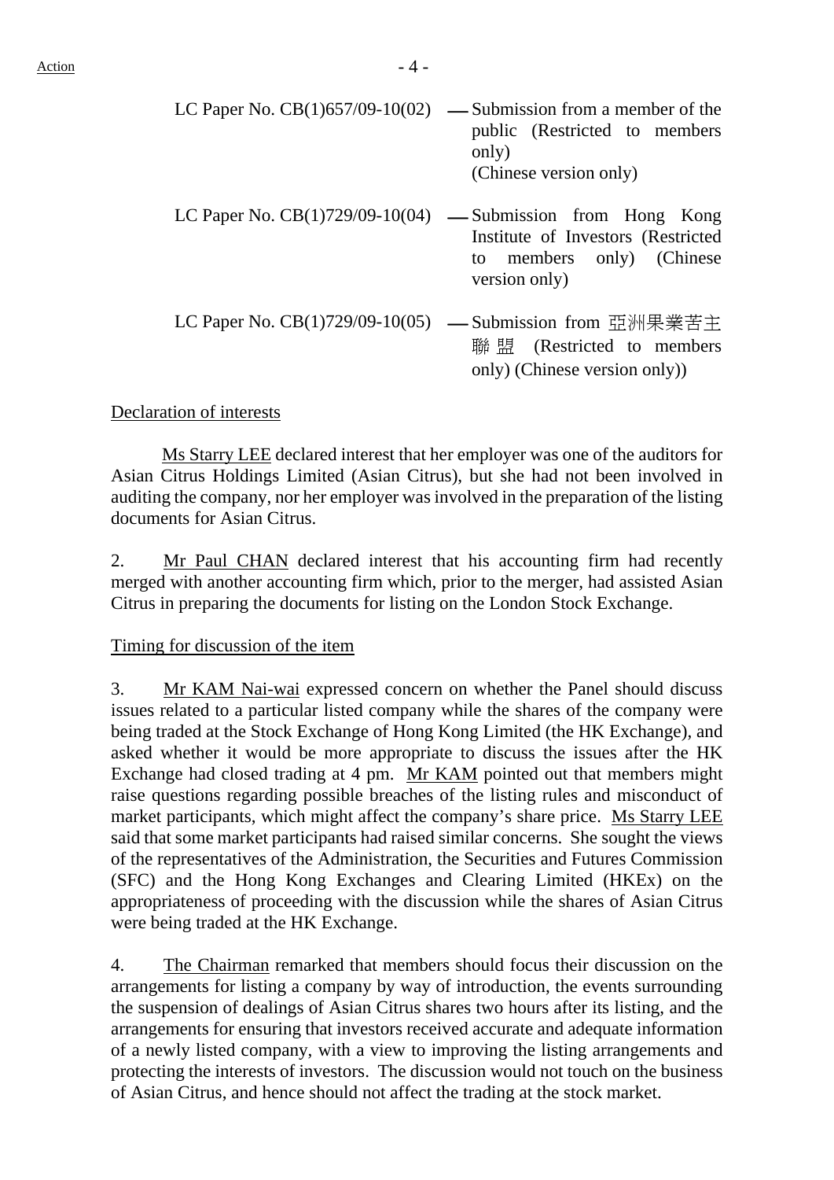LC Paper No. CB(1)657/09-10(02) — Submission from a member of the public (Restricted to members only) (Chinese version only)

LC Paper No. CB(1)729/09-10(04) — Submission from Hong Kong Institute of Investors (Restricted to members only) (Chinese version only)

LC Paper No. CB(1)729/09-10(05) — Submission from 亞洲果業苦主聯盟 (Restricted to members only) (Chinese version only))

Declaration of interests

Ms Starry LEE declared interest that her employer was one of the auditors for Asian Citrus Holdings Limited (Asian Citrus), but she had not been involved in auditing the company, nor her employer was involved in the preparation of the listing documents for Asian Citrus.

2. Mr Paul CHAN declared interest that his accounting firm had recently merged with another accounting firm which, prior to the merger, had assisted Asian Citrus in preparing the documents for listing on the London Stock Exchange.

Timing for discussion of the item

3. Mr KAM Nai-wai expressed concern on whether the Panel should discuss issues related to a particular listed company while the shares of the company were being traded at the Stock Exchange of Hong Kong Limited (the HK Exchange), and asked whether it would be more appropriate to discuss the issues after the HK Exchange had closed trading at 4 pm. Mr KAM pointed out that members might raise questions regarding possible breaches of the listing rules and misconduct of market participants, which might affect the company's share price. Ms Starry LEE said that some market participants had raised similar concerns. She sought the views of the representatives of the Administration, the Securities and Futures Commission (SFC) and the Hong Kong Exchanges and Clearing Limited (HKEx) on the appropriateness of proceeding with the discussion while the shares of Asian Citrus were being traded at the HK Exchange.

4. The Chairman remarked that members should focus their discussion on the arrangements for listing a company by way of introduction, the events surrounding the suspension of dealings of Asian Citrus shares two hours after its listing, and the arrangements for ensuring that investors received accurate and adequate information of a newly listed company, with a view to improving the listing arrangements and protecting the interests of investors. The discussion would not touch on the business of Asian Citrus, and hence should not affect the trading at the stock market.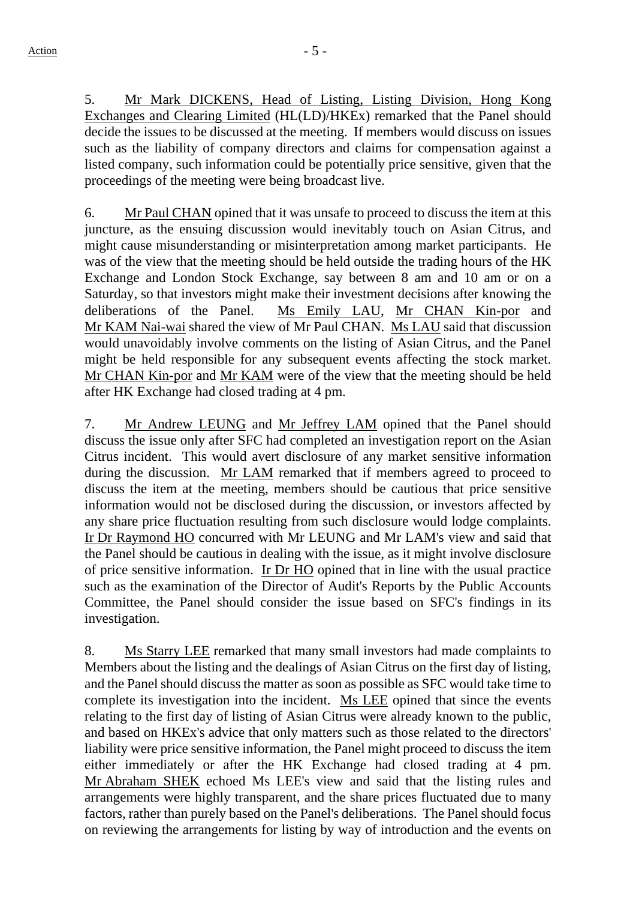5. Mr Mark DICKENS, Head of Listing, Listing Division, Hong Kong Exchanges and Clearing Limited (HL(LD)/HKEx) remarked that the Panel should decide the issues to be discussed at the meeting. If members would discuss on issues such as the liability of company directors and claims for compensation against a listed company, such information could be potentially price sensitive, given that the proceedings of the meeting were being broadcast live.

6. Mr Paul CHAN opined that it was unsafe to proceed to discuss the item at this juncture, as the ensuing discussion would inevitably touch on Asian Citrus, and might cause misunderstanding or misinterpretation among market participants. He was of the view that the meeting should be held outside the trading hours of the HK Exchange and London Stock Exchange, say between 8 am and 10 am or on a Saturday, so that investors might make their investment decisions after knowing the deliberations of the Panel. Ms Emily LAU, Mr CHAN Kin-por and Mr KAM Nai-wai shared the view of Mr Paul CHAN. Ms LAU said that discussion would unavoidably involve comments on the listing of Asian Citrus, and the Panel might be held responsible for any subsequent events affecting the stock market. Mr CHAN Kin-por and Mr KAM were of the view that the meeting should be held after HK Exchange had closed trading at 4 pm.

7. Mr Andrew LEUNG and Mr Jeffrey LAM opined that the Panel should discuss the issue only after SFC had completed an investigation report on the Asian Citrus incident. This would avert disclosure of any market sensitive information during the discussion. Mr LAM remarked that if members agreed to proceed to discuss the item at the meeting, members should be cautious that price sensitive information would not be disclosed during the discussion, or investors affected by any share price fluctuation resulting from such disclosure would lodge complaints. Ir Dr Raymond HO concurred with Mr LEUNG and Mr LAM's view and said that the Panel should be cautious in dealing with the issue, as it might involve disclosure of price sensitive information. Ir Dr HO opined that in line with the usual practice such as the examination of the Director of Audit's Reports by the Public Accounts Committee, the Panel should consider the issue based on SFC's findings in its investigation.

8. Ms Starry LEE remarked that many small investors had made complaints to Members about the listing and the dealings of Asian Citrus on the first day of listing, and the Panel should discuss the matter as soon as possible as SFC would take time to complete its investigation into the incident. Ms LEE opined that since the events relating to the first day of listing of Asian Citrus were already known to the public, and based on HKEx's advice that only matters such as those related to the directors' liability were price sensitive information, the Panel might proceed to discuss the item either immediately or after the HK Exchange had closed trading at 4 pm. Mr Abraham SHEK echoed Ms LEE's view and said that the listing rules and arrangements were highly transparent, and the share prices fluctuated due to many factors, rather than purely based on the Panel's deliberations. The Panel should focus on reviewing the arrangements for listing by way of introduction and the events on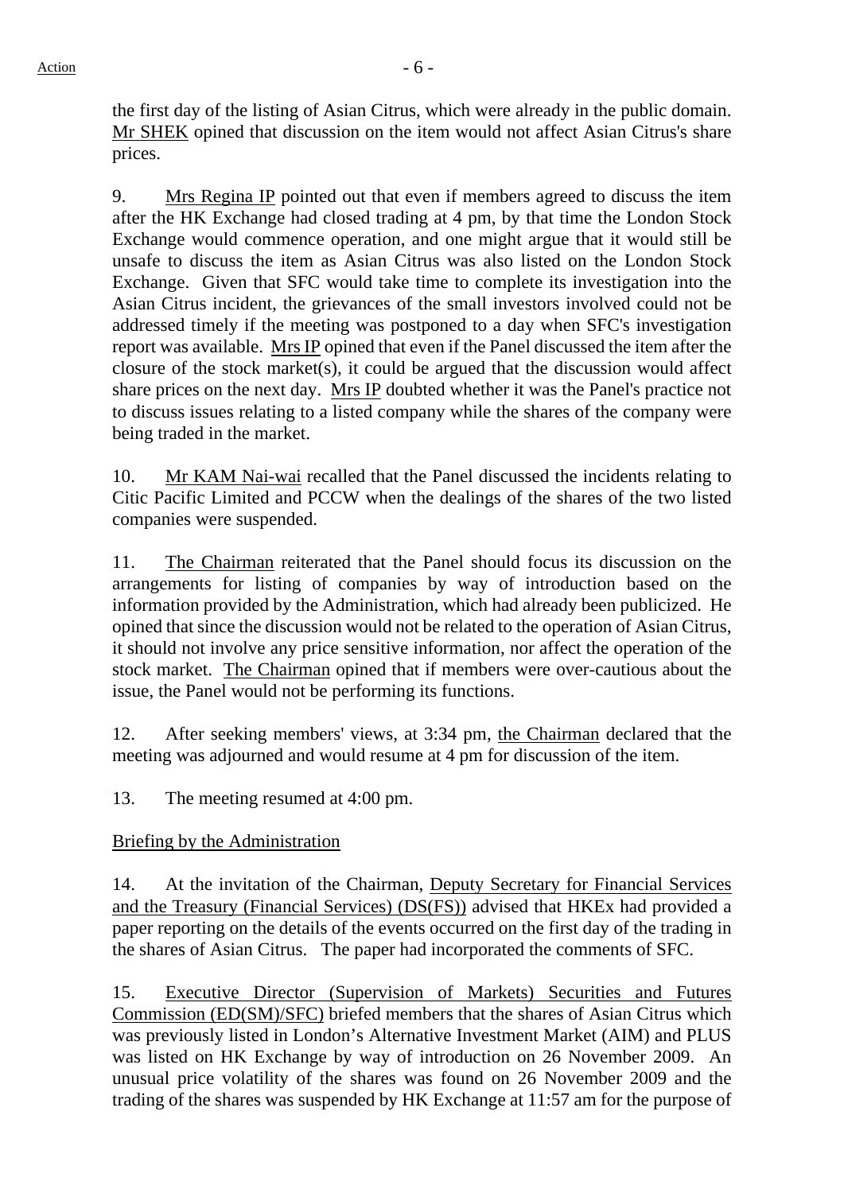the first day of the listing of Asian Citrus, which were already in the public domain. Mr SHEK opined that discussion on the item would not affect Asian Citrus's share prices.

9. Mrs Regina IP pointed out that even if members agreed to discuss the item after the HK Exchange had closed trading at 4 pm, by that time the London Stock Exchange would commence operation, and one might argue that it would still be unsafe to discuss the item as Asian Citrus was also listed on the London Stock Exchange. Given that SFC would take time to complete its investigation into the Asian Citrus incident, the grievances of the small investors involved could not be addressed timely if the meeting was postponed to a day when SFC's investigation report was available. Mrs IP opined that even if the Panel discussed the item after the closure of the stock market(s), it could be argued that the discussion would affect share prices on the next day. Mrs IP doubted whether it was the Panel's practice not to discuss issues relating to a listed company while the shares of the company were being traded in the market.

10. Mr KAM Nai-wai recalled that the Panel discussed the incidents relating to Citic Pacific Limited and PCCW when the dealings of the shares of the two listed companies were suspended.

11. The Chairman reiterated that the Panel should focus its discussion on the arrangements for listing of companies by way of introduction based on the information provided by the Administration, which had already been publicized. He opined that since the discussion would not be related to the operation of Asian Citrus, it should not involve any price sensitive information, nor affect the operation of the stock market. The Chairman opined that if members were over-cautious about the issue, the Panel would not be performing its functions.

12. After seeking members' views, at 3:34 pm, the Chairman declared that the meeting was adjourned and would resume at 4 pm for discussion of the item.

13. The meeting resumed at 4:00 pm.

Briefing by the Administration

14. At the invitation of the Chairman, Deputy Secretary for Financial Services and the Treasury (Financial Services) (DS(FS)) advised that HKEx had provided a paper reporting on the details of the events occurred on the first day of the trading in the shares of Asian Citrus. The paper had incorporated the comments of SFC.

15. Executive Director (Supervision of Markets) Securities and Futures Commission (ED(SM)/SFC) briefed members that the shares of Asian Citrus which was previously listed in London's Alternative Investment Market (AIM) and PLUS was listed on HK Exchange by way of introduction on 26 November 2009. An unusual price volatility of the shares was found on 26 November 2009 and the trading of the shares was suspended by HK Exchange at 11:57 am for the purpose of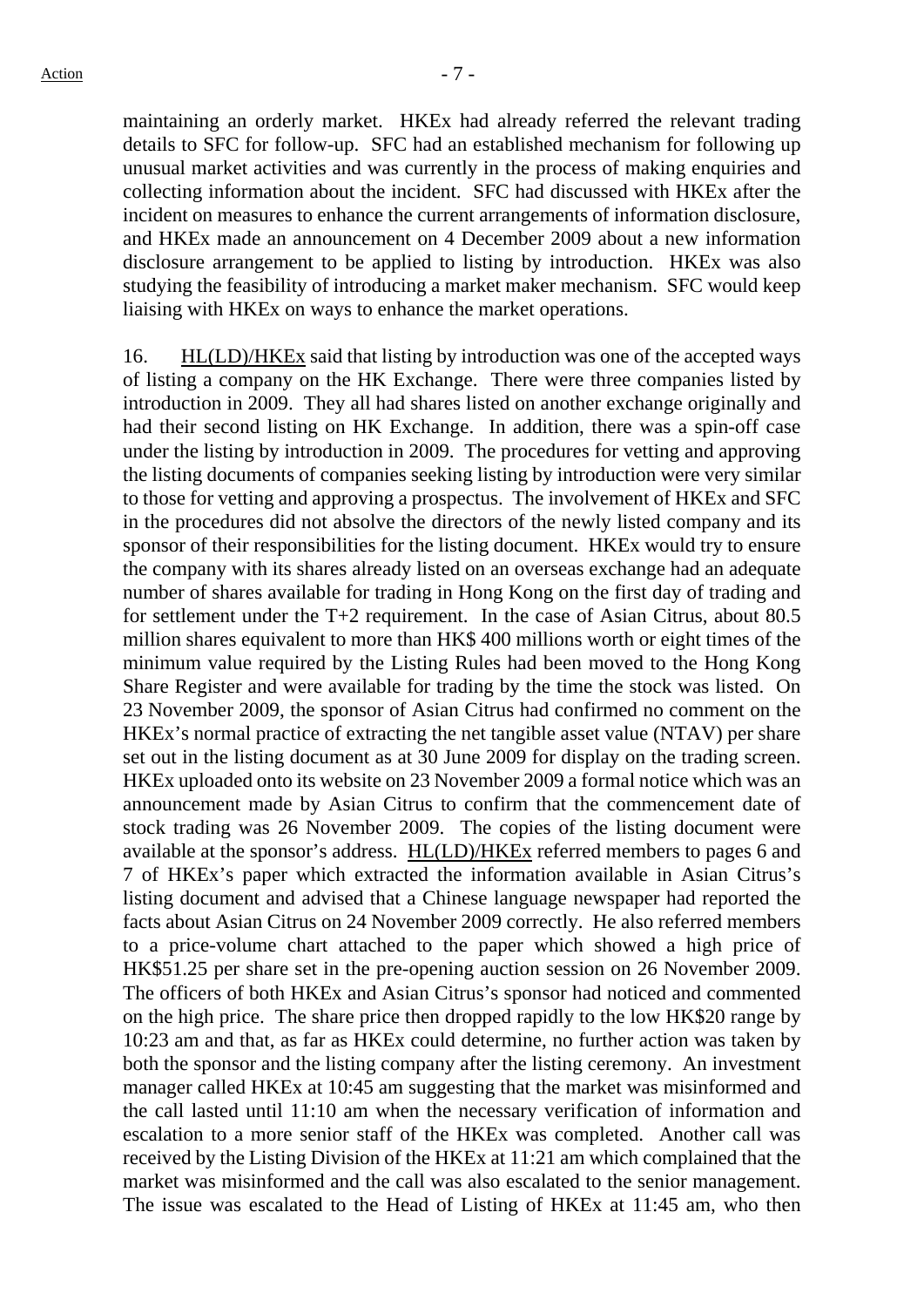maintaining an orderly market. HKEx had already referred the relevant trading details to SFC for follow-up. SFC had an established mechanism for following up unusual market activities and was currently in the process of making enquiries and collecting information about the incident. SFC had discussed with HKEx after the incident on measures to enhance the current arrangements of information disclosure, and HKEx made an announcement on 4 December 2009 about a new information disclosure arrangement to be applied to listing by introduction. HKEx was also studying the feasibility of introducing a market maker mechanism. SFC would keep liaising with HKEx on ways to enhance the market operations.

16. HL(LD)/HKEx said that listing by introduction was one of the accepted ways of listing a company on the HK Exchange. There were three companies listed by introduction in 2009. They all had shares listed on another exchange originally and had their second listing on HK Exchange. In addition, there was a spin-off case under the listing by introduction in 2009. The procedures for vetting and approving the listing documents of companies seeking listing by introduction were very similar to those for vetting and approving a prospectus. The involvement of HKEx and SFC in the procedures did not absolve the directors of the newly listed company and its sponsor of their responsibilities for the listing document. HKEx would try to ensure the company with its shares already listed on an overseas exchange had an adequate number of shares available for trading in Hong Kong on the first day of trading and for settlement under the T+2 requirement. In the case of Asian Citrus, about 80.5 million shares equivalent to more than HK$ 400 millions worth or eight times of the minimum value required by the Listing Rules had been moved to the Hong Kong Share Register and were available for trading by the time the stock was listed. On 23 November 2009, the sponsor of Asian Citrus had confirmed no comment on the HKEx's normal practice of extracting the net tangible asset value (NTAV) per share set out in the listing document as at 30 June 2009 for display on the trading screen. HKEx uploaded onto its website on 23 November 2009 a formal notice which was an announcement made by Asian Citrus to confirm that the commencement date of stock trading was 26 November 2009. The copies of the listing document were available at the sponsor's address. HL(LD)/HKEx referred members to pages 6 and 7 of HKEx's paper which extracted the information available in Asian Citrus's listing document and advised that a Chinese language newspaper had reported the facts about Asian Citrus on 24 November 2009 correctly. He also referred members to a price-volume chart attached to the paper which showed a high price of HK$51.25 per share set in the pre-opening auction session on 26 November 2009. The officers of both HKEx and Asian Citrus's sponsor had noticed and commented on the high price. The share price then dropped rapidly to the low HK$20 range by 10:23 am and that, as far as HKEx could determine, no further action was taken by both the sponsor and the listing company after the listing ceremony. An investment manager called HKEx at 10:45 am suggesting that the market was misinformed and the call lasted until 11:10 am when the necessary verification of information and escalation to a more senior staff of the HKEx was completed. Another call was received by the Listing Division of the HKEx at 11:21 am which complained that the market was misinformed and the call was also escalated to the senior management. The issue was escalated to the Head of Listing of HKEx at 11:45 am, who then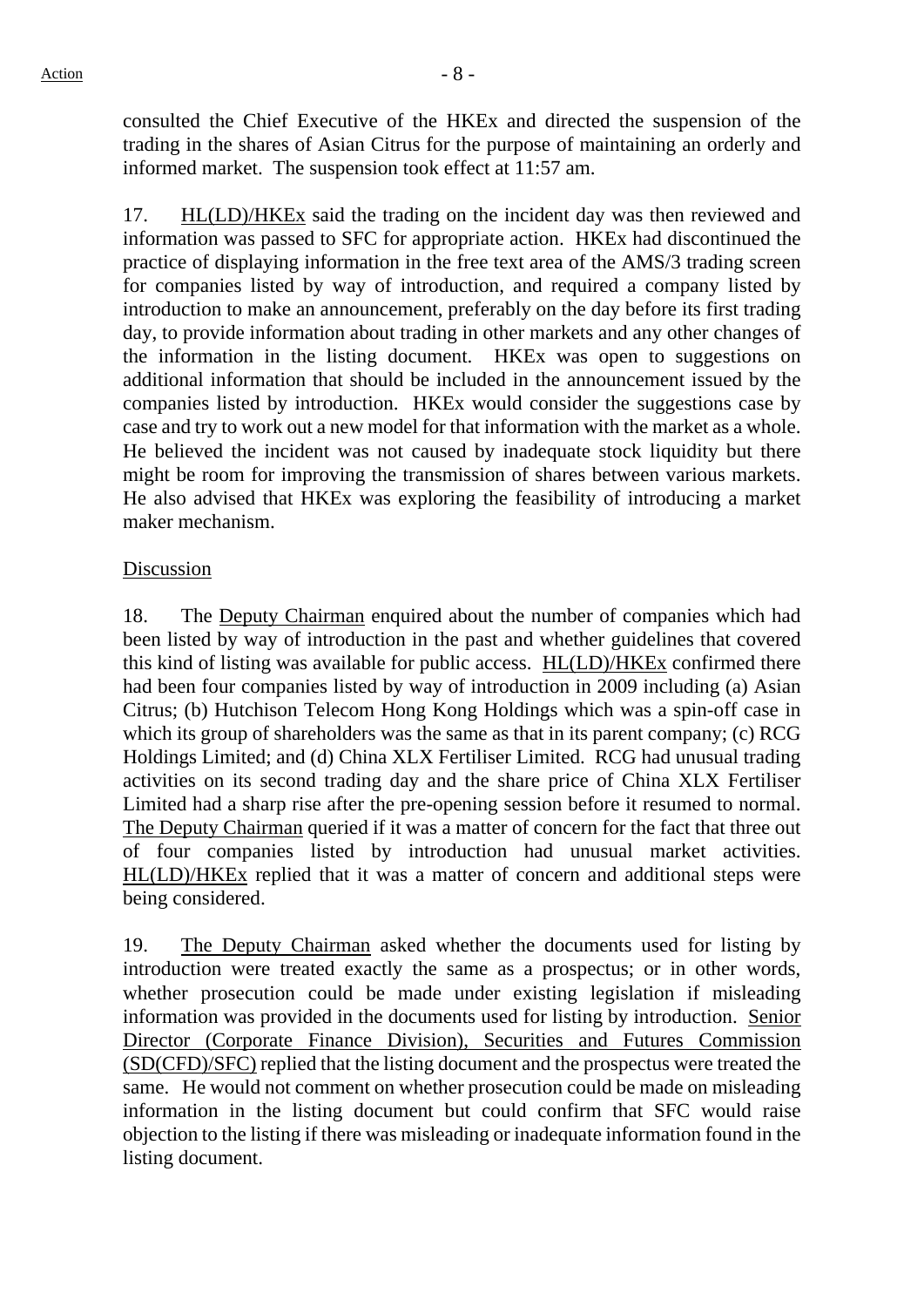consulted the Chief Executive of the HKEx and directed the suspension of the trading in the shares of Asian Citrus for the purpose of maintaining an orderly and informed market. The suspension took effect at 11:57 am.

17. HL(LD)/HKEx said the trading on the incident day was then reviewed and information was passed to SFC for appropriate action. HKEx had discontinued the practice of displaying information in the free text area of the AMS/3 trading screen for companies listed by way of introduction, and required a company listed by introduction to make an announcement, preferably on the day before its first trading day, to provide information about trading in other markets and any other changes of the information in the listing document. HKEx was open to suggestions on additional information that should be included in the announcement issued by the companies listed by introduction. HKEx would consider the suggestions case by case and try to work out a new model for that information with the market as a whole. He believed the incident was not caused by inadequate stock liquidity but there might be room for improving the transmission of shares between various markets. He also advised that HKEx was exploring the feasibility of introducing a market maker mechanism.

Discussion

18. The Deputy Chairman enquired about the number of companies which had been listed by way of introduction in the past and whether guidelines that covered this kind of listing was available for public access. HL(LD)/HKEx confirmed there had been four companies listed by way of introduction in 2009 including (a) Asian Citrus; (b) Hutchison Telecom Hong Kong Holdings which was a spin-off case in which its group of shareholders was the same as that in its parent company; (c) RCG Holdings Limited; and (d) China XLX Fertiliser Limited. RCG had unusual trading activities on its second trading day and the share price of China XLX Fertiliser Limited had a sharp rise after the pre-opening session before it resumed to normal. The Deputy Chairman queried if it was a matter of concern for the fact that three out of four companies listed by introduction had unusual market activities. HL(LD)/HKEx replied that it was a matter of concern and additional steps were being considered.

19. The Deputy Chairman asked whether the documents used for listing by introduction were treated exactly the same as a prospectus; or in other words, whether prosecution could be made under existing legislation if misleading information was provided in the documents used for listing by introduction. Senior Director (Corporate Finance Division), Securities and Futures Commission (SD(CFD)/SFC) replied that the listing document and the prospectus were treated the same. He would not comment on whether prosecution could be made on misleading information in the listing document but could confirm that SFC would raise objection to the listing if there was misleading or inadequate information found in the listing document.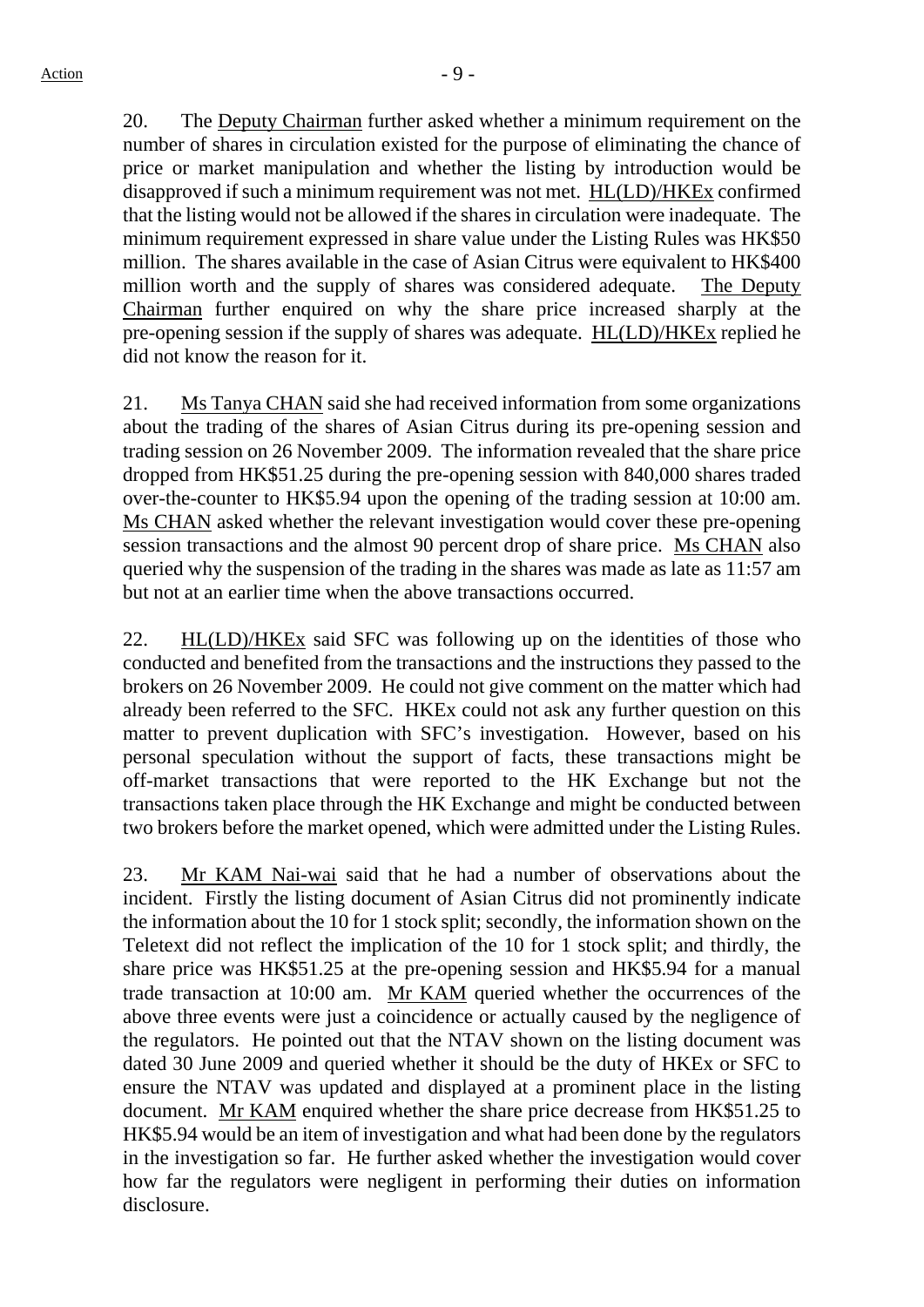20. The Deputy Chairman further asked whether a minimum requirement on the number of shares in circulation existed for the purpose of eliminating the chance of price or market manipulation and whether the listing by introduction would be disapproved if such a minimum requirement was not met. HL(LD)/HKEx confirmed that the listing would not be allowed if the shares in circulation were inadequate. The minimum requirement expressed in share value under the Listing Rules was HK$50 million. The shares available in the case of Asian Citrus were equivalent to HK$400 million worth and the supply of shares was considered adequate. The Deputy Chairman further enquired on why the share price increased sharply at the pre-opening session if the supply of shares was adequate. HL(LD)/HKEx replied he did not know the reason for it.

21. Ms Tanya CHAN said she had received information from some organizations about the trading of the shares of Asian Citrus during its pre-opening session and trading session on 26 November 2009. The information revealed that the share price dropped from HK$51.25 during the pre-opening session with 840,000 shares traded over-the-counter to HK$5.94 upon the opening of the trading session at 10:00 am. Ms CHAN asked whether the relevant investigation would cover these pre-opening session transactions and the almost 90 percent drop of share price. Ms CHAN also queried why the suspension of the trading in the shares was made as late as 11:57 am but not at an earlier time when the above transactions occurred.

22. HL(LD)/HKEx said SFC was following up on the identities of those who conducted and benefited from the transactions and the instructions they passed to the brokers on 26 November 2009. He could not give comment on the matter which had already been referred to the SFC. HKEx could not ask any further question on this matter to prevent duplication with SFC's investigation. However, based on his personal speculation without the support of facts, these transactions might be off-market transactions that were reported to the HK Exchange but not the transactions taken place through the HK Exchange and might be conducted between two brokers before the market opened, which were admitted under the Listing Rules.

23. Mr KAM Nai-wai said that he had a number of observations about the incident. Firstly the listing document of Asian Citrus did not prominently indicate the information about the 10 for 1 stock split; secondly, the information shown on the Teletext did not reflect the implication of the 10 for 1 stock split; and thirdly, the share price was HK$51.25 at the pre-opening session and HK$5.94 for a manual trade transaction at 10:00 am. Mr KAM queried whether the occurrences of the above three events were just a coincidence or actually caused by the negligence of the regulators. He pointed out that the NTAV shown on the listing document was dated 30 June 2009 and queried whether it should be the duty of HKEx or SFC to ensure the NTAV was updated and displayed at a prominent place in the listing document. Mr KAM enquired whether the share price decrease from HK$51.25 to HK$5.94 would be an item of investigation and what had been done by the regulators in the investigation so far. He further asked whether the investigation would cover how far the regulators were negligent in performing their duties on information disclosure.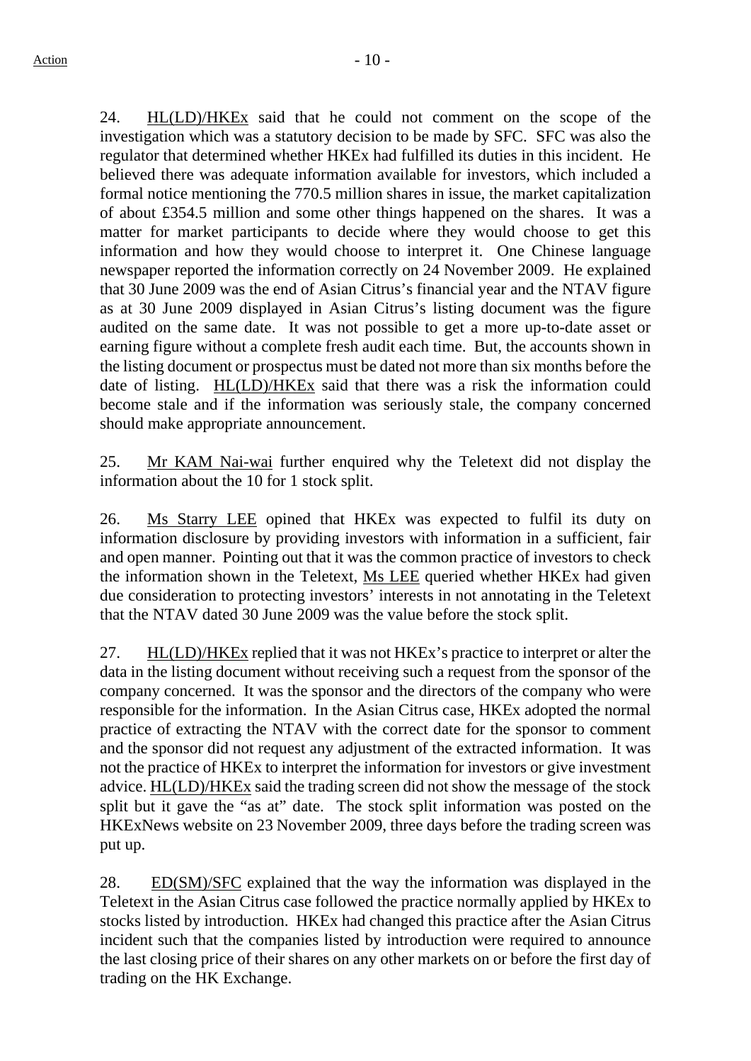24. HL(LD)/HKEx said that he could not comment on the scope of the investigation which was a statutory decision to be made by SFC. SFC was also the regulator that determined whether HKEx had fulfilled its duties in this incident. He believed there was adequate information available for investors, which included a formal notice mentioning the 770.5 million shares in issue, the market capitalization of about £354.5 million and some other things happened on the shares. It was a matter for market participants to decide where they would choose to get this information and how they would choose to interpret it. One Chinese language newspaper reported the information correctly on 24 November 2009. He explained that 30 June 2009 was the end of Asian Citrus's financial year and the NTAV figure as at 30 June 2009 displayed in Asian Citrus's listing document was the figure audited on the same date. It was not possible to get a more up-to-date asset or earning figure without a complete fresh audit each time. But, the accounts shown in the listing document or prospectus must be dated not more than six months before the date of listing. HL(LD)/HKEx said that there was a risk the information could become stale and if the information was seriously stale, the company concerned should make appropriate announcement.

25. Mr KAM Nai-wai further enquired why the Teletext did not display the information about the 10 for 1 stock split.

26. Ms Starry LEE opined that HKEx was expected to fulfil its duty on information disclosure by providing investors with information in a sufficient, fair and open manner. Pointing out that it was the common practice of investors to check the information shown in the Teletext, Ms LEE queried whether HKEx had given due consideration to protecting investors' interests in not annotating in the Teletext that the NTAV dated 30 June 2009 was the value before the stock split.

27. HL(LD)/HKEx replied that it was not HKEx's practice to interpret or alter the data in the listing document without receiving such a request from the sponsor of the company concerned. It was the sponsor and the directors of the company who were responsible for the information. In the Asian Citrus case, HKEx adopted the normal practice of extracting the NTAV with the correct date for the sponsor to comment and the sponsor did not request any adjustment of the extracted information. It was not the practice of HKEx to interpret the information for investors or give investment advice. HL(LD)/HKEx said the trading screen did not show the message of the stock split but it gave the "as at" date. The stock split information was posted on the HKExNews website on 23 November 2009, three days before the trading screen was put up.

28. ED(SM)/SFC explained that the way the information was displayed in the Teletext in the Asian Citrus case followed the practice normally applied by HKEx to stocks listed by introduction. HKEx had changed this practice after the Asian Citrus incident such that the companies listed by introduction were required to announce the last closing price of their shares on any other markets on or before the first day of trading on the HK Exchange.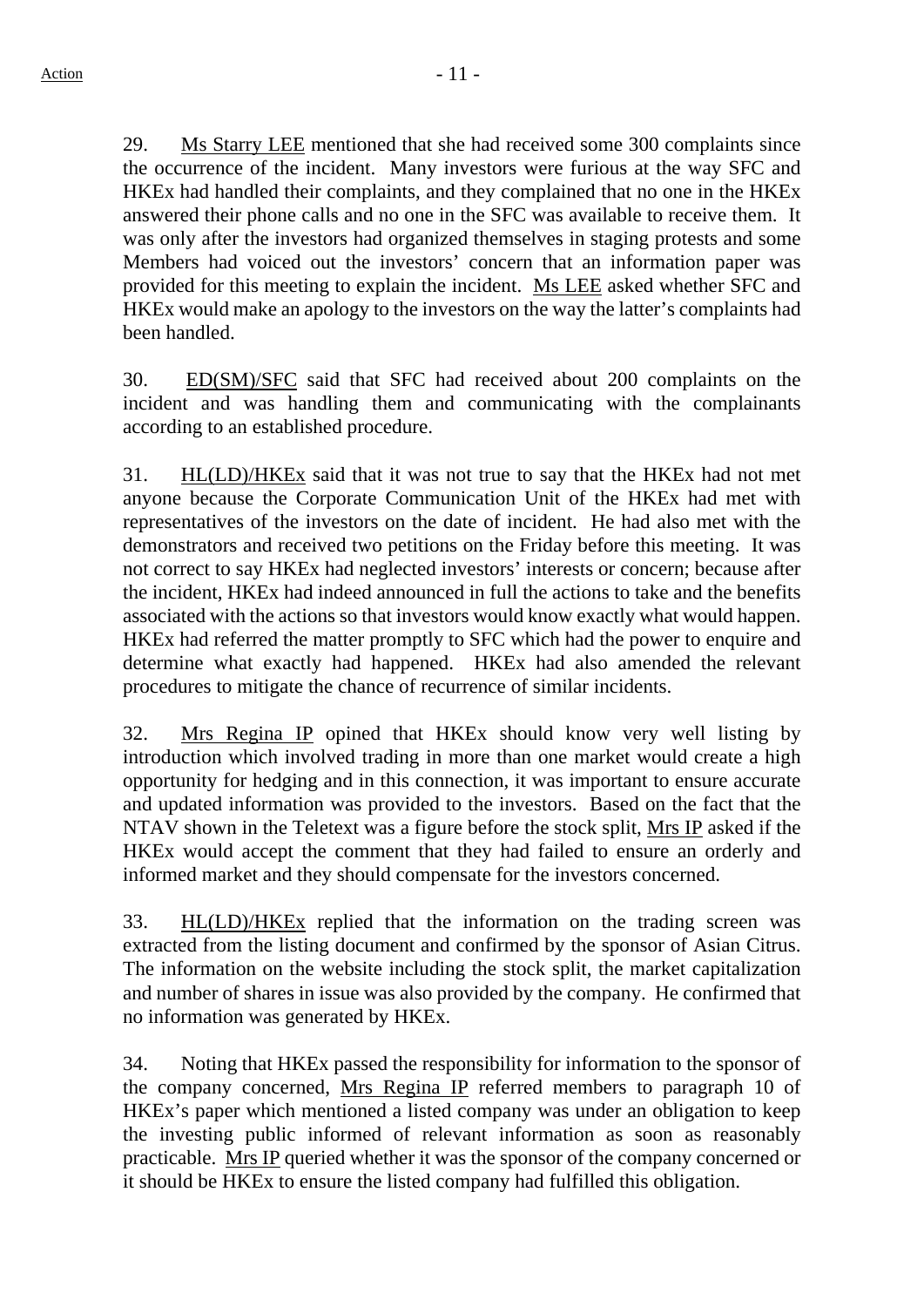29. Ms Starry LEE mentioned that she had received some 300 complaints since the occurrence of the incident. Many investors were furious at the way SFC and HKEx had handled their complaints, and they complained that no one in the HKEx answered their phone calls and no one in the SFC was available to receive them. It was only after the investors had organized themselves in staging protests and some Members had voiced out the investors' concern that an information paper was provided for this meeting to explain the incident. Ms LEE asked whether SFC and HKEx would make an apology to the investors on the way the latter's complaints had been handled.

30. ED(SM)/SFC said that SFC had received about 200 complaints on the incident and was handling them and communicating with the complainants according to an established procedure.

31. HL(LD)/HKEx said that it was not true to say that the HKEx had not met anyone because the Corporate Communication Unit of the HKEx had met with representatives of the investors on the date of incident. He had also met with the demonstrators and received two petitions on the Friday before this meeting. It was not correct to say HKEx had neglected investors' interests or concern; because after the incident, HKEx had indeed announced in full the actions to take and the benefits associated with the actions so that investors would know exactly what would happen. HKEx had referred the matter promptly to SFC which had the power to enquire and determine what exactly had happened. HKEx had also amended the relevant procedures to mitigate the chance of recurrence of similar incidents.

32. Mrs Regina IP opined that HKEx should know very well listing by introduction which involved trading in more than one market would create a high opportunity for hedging and in this connection, it was important to ensure accurate and updated information was provided to the investors. Based on the fact that the NTAV shown in the Teletext was a figure before the stock split, Mrs IP asked if the HKEx would accept the comment that they had failed to ensure an orderly and informed market and they should compensate for the investors concerned.

33. HL(LD)/HKEx replied that the information on the trading screen was extracted from the listing document and confirmed by the sponsor of Asian Citrus. The information on the website including the stock split, the market capitalization and number of shares in issue was also provided by the company. He confirmed that no information was generated by HKEx.

34. Noting that HKEx passed the responsibility for information to the sponsor of the company concerned, Mrs Regina IP referred members to paragraph 10 of HKEx's paper which mentioned a listed company was under an obligation to keep the investing public informed of relevant information as soon as reasonably practicable. Mrs IP queried whether it was the sponsor of the company concerned or it should be HKEx to ensure the listed company had fulfilled this obligation.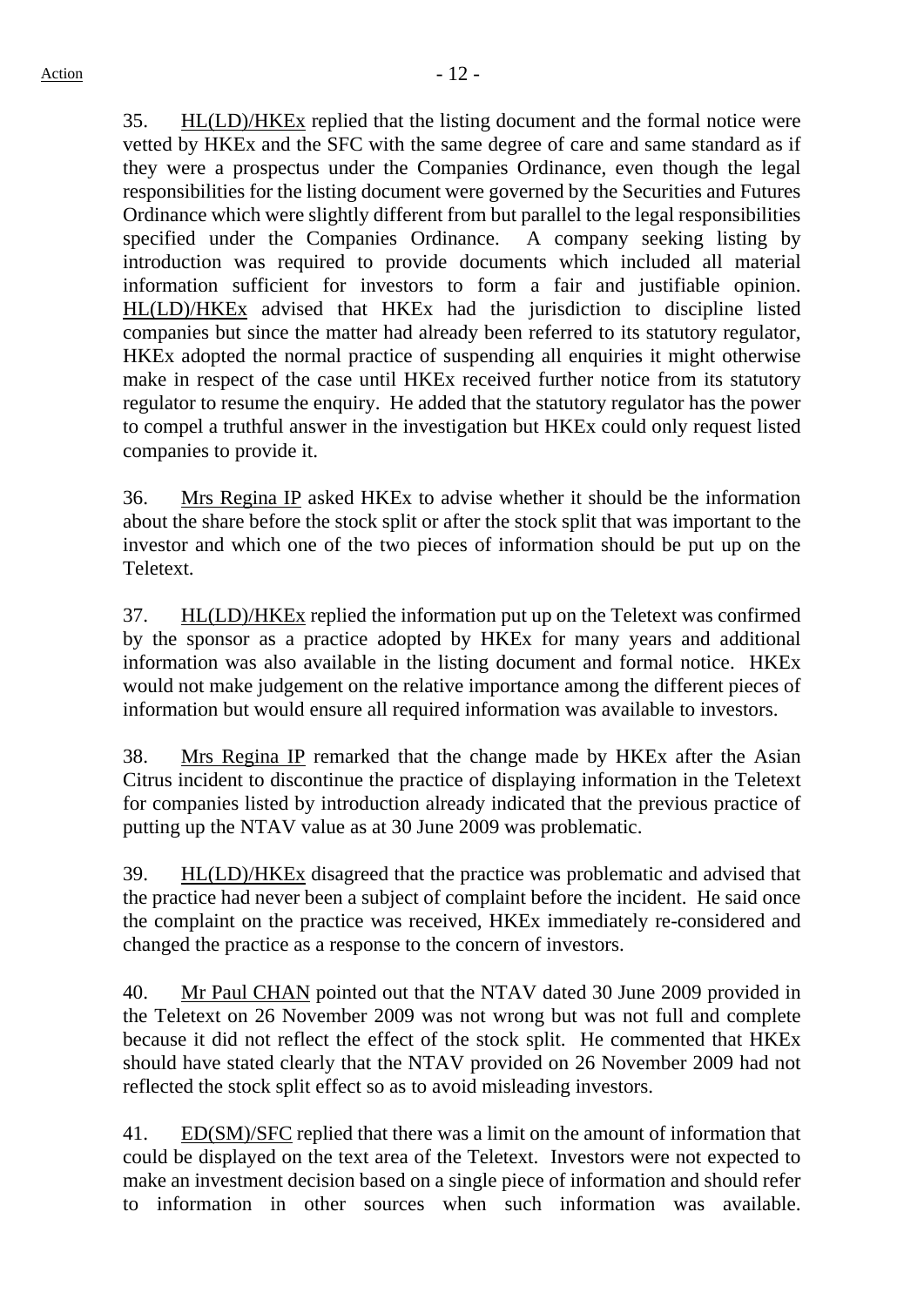35. HL(LD)/HKEx replied that the listing document and the formal notice were vetted by HKEx and the SFC with the same degree of care and same standard as if they were a prospectus under the Companies Ordinance, even though the legal responsibilities for the listing document were governed by the Securities and Futures Ordinance which were slightly different from but parallel to the legal responsibilities specified under the Companies Ordinance. A company seeking listing by introduction was required to provide documents which included all material information sufficient for investors to form a fair and justifiable opinion. HL(LD)/HKEx advised that HKEx had the jurisdiction to discipline listed companies but since the matter had already been referred to its statutory regulator, HKEx adopted the normal practice of suspending all enquiries it might otherwise make in respect of the case until HKEx received further notice from its statutory regulator to resume the enquiry. He added that the statutory regulator has the power to compel a truthful answer in the investigation but HKEx could only request listed companies to provide it.

36. Mrs Regina IP asked HKEx to advise whether it should be the information about the share before the stock split or after the stock split that was important to the investor and which one of the two pieces of information should be put up on the Teletext.

37. HL(LD)/HKEx replied the information put up on the Teletext was confirmed by the sponsor as a practice adopted by HKEx for many years and additional information was also available in the listing document and formal notice. HKEx would not make judgement on the relative importance among the different pieces of information but would ensure all required information was available to investors.

38. Mrs Regina IP remarked that the change made by HKEx after the Asian Citrus incident to discontinue the practice of displaying information in the Teletext for companies listed by introduction already indicated that the previous practice of putting up the NTAV value as at 30 June 2009 was problematic.

39. HL(LD)/HKEx disagreed that the practice was problematic and advised that the practice had never been a subject of complaint before the incident. He said once the complaint on the practice was received, HKEx immediately re-considered and changed the practice as a response to the concern of investors.

40. Mr Paul CHAN pointed out that the NTAV dated 30 June 2009 provided in the Teletext on 26 November 2009 was not wrong but was not full and complete because it did not reflect the effect of the stock split. He commented that HKEx should have stated clearly that the NTAV provided on 26 November 2009 had not reflected the stock split effect so as to avoid misleading investors.

41. ED(SM)/SFC replied that there was a limit on the amount of information that could be displayed on the text area of the Teletext. Investors were not expected to make an investment decision based on a single piece of information and should refer to information in other sources when such information was available.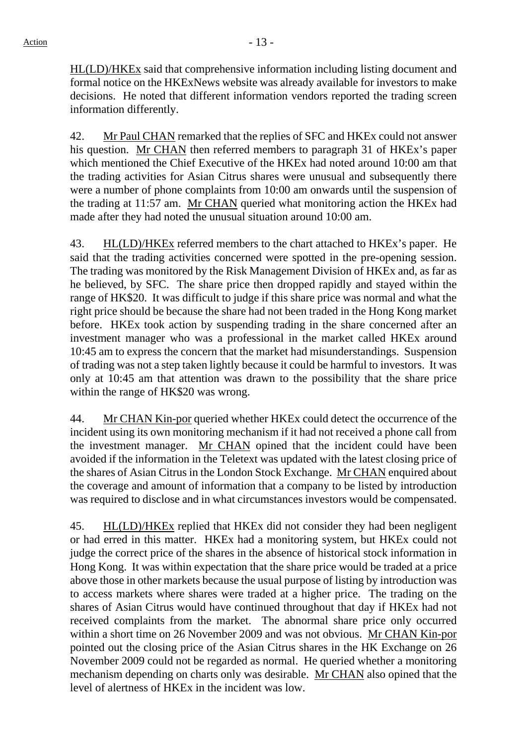HL(LD)/HKEx said that comprehensive information including listing document and formal notice on the HKExNews website was already available for investors to make decisions. He noted that different information vendors reported the trading screen information differently.

42. Mr Paul CHAN remarked that the replies of SFC and HKEx could not answer his question. Mr CHAN then referred members to paragraph 31 of HKEx's paper which mentioned the Chief Executive of the HKEx had noted around 10:00 am that the trading activities for Asian Citrus shares were unusual and subsequently there were a number of phone complaints from 10:00 am onwards until the suspension of the trading at 11:57 am. Mr CHAN queried what monitoring action the HKEx had made after they had noted the unusual situation around 10:00 am.

43. HL(LD)/HKEx referred members to the chart attached to HKEx's paper. He said that the trading activities concerned were spotted in the pre-opening session. The trading was monitored by the Risk Management Division of HKEx and, as far as he believed, by SFC. The share price then dropped rapidly and stayed within the range of HK$20. It was difficult to judge if this share price was normal and what the right price should be because the share had not been traded in the Hong Kong market before. HKEx took action by suspending trading in the share concerned after an investment manager who was a professional in the market called HKEx around 10:45 am to express the concern that the market had misunderstandings. Suspension of trading was not a step taken lightly because it could be harmful to investors. It was only at 10:45 am that attention was drawn to the possibility that the share price within the range of HK$20 was wrong.

44. Mr CHAN Kin-por queried whether HKEx could detect the occurrence of the incident using its own monitoring mechanism if it had not received a phone call from the investment manager. Mr CHAN opined that the incident could have been avoided if the information in the Teletext was updated with the latest closing price of the shares of Asian Citrus in the London Stock Exchange. Mr CHAN enquired about the coverage and amount of information that a company to be listed by introduction was required to disclose and in what circumstances investors would be compensated.

45. HL(LD)/HKEx replied that HKEx did not consider they had been negligent or had erred in this matter. HKEx had a monitoring system, but HKEx could not judge the correct price of the shares in the absence of historical stock information in Hong Kong. It was within expectation that the share price would be traded at a price above those in other markets because the usual purpose of listing by introduction was to access markets where shares were traded at a higher price. The trading on the shares of Asian Citrus would have continued throughout that day if HKEx had not received complaints from the market. The abnormal share price only occurred within a short time on 26 November 2009 and was not obvious. Mr CHAN Kin-por pointed out the closing price of the Asian Citrus shares in the HK Exchange on 26 November 2009 could not be regarded as normal. He queried whether a monitoring mechanism depending on charts only was desirable. Mr CHAN also opined that the level of alertness of HKEx in the incident was low.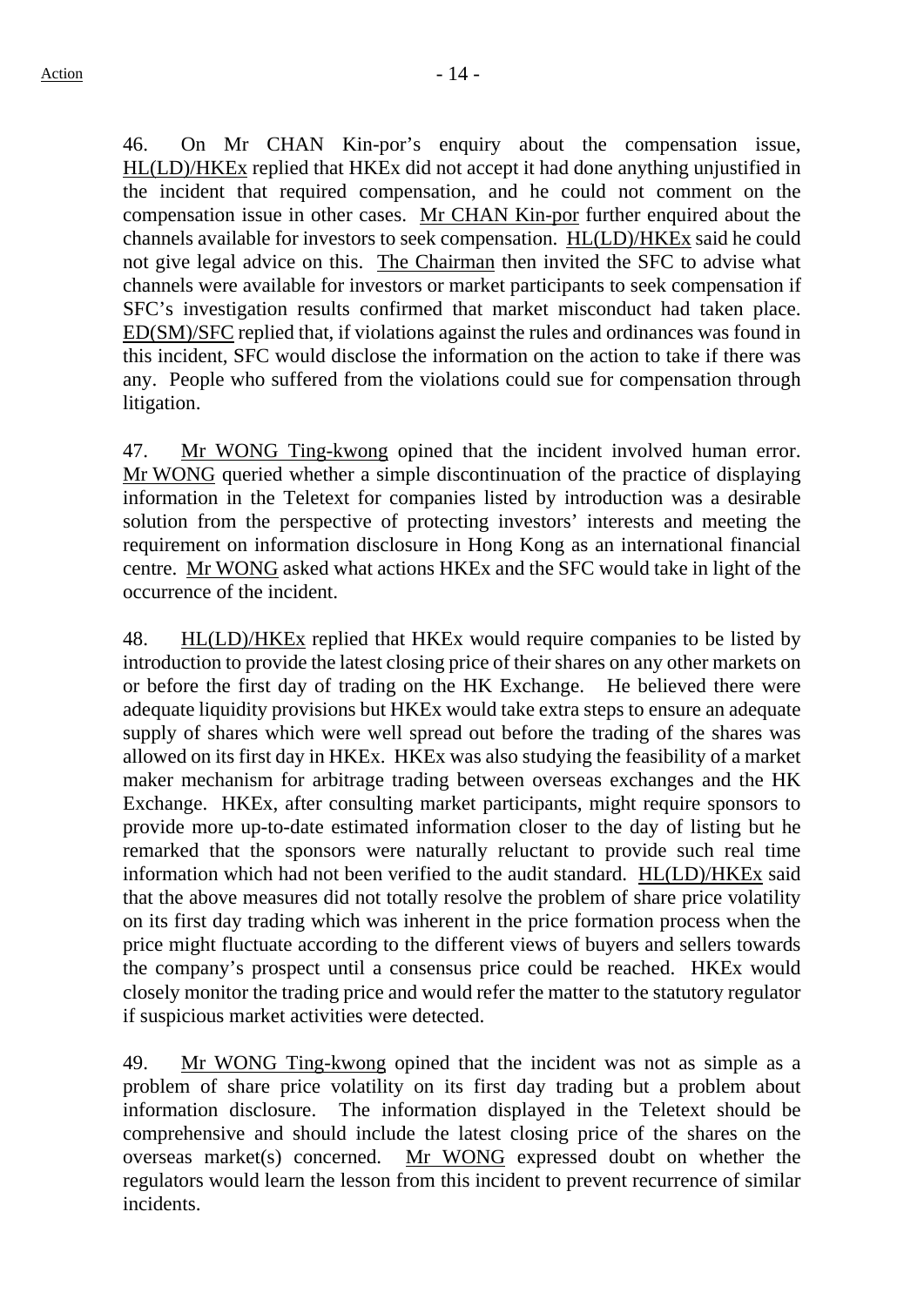46. On Mr CHAN Kin-por's enquiry about the compensation issue, HL(LD)/HKEx replied that HKEx did not accept it had done anything unjustified in the incident that required compensation, and he could not comment on the compensation issue in other cases. Mr CHAN Kin-por further enquired about the channels available for investors to seek compensation. HL(LD)/HKEx said he could not give legal advice on this. The Chairman then invited the SFC to advise what channels were available for investors or market participants to seek compensation if SFC's investigation results confirmed that market misconduct had taken place. ED(SM)/SFC replied that, if violations against the rules and ordinances was found in this incident, SFC would disclose the information on the action to take if there was any. People who suffered from the violations could sue for compensation through litigation.

47. Mr WONG Ting-kwong opined that the incident involved human error. Mr WONG queried whether a simple discontinuation of the practice of displaying information in the Teletext for companies listed by introduction was a desirable solution from the perspective of protecting investors' interests and meeting the requirement on information disclosure in Hong Kong as an international financial centre. Mr WONG asked what actions HKEx and the SFC would take in light of the occurrence of the incident.

48. HL(LD)/HKEx replied that HKEx would require companies to be listed by introduction to provide the latest closing price of their shares on any other markets on or before the first day of trading on the HK Exchange. He believed there were adequate liquidity provisions but HKEx would take extra steps to ensure an adequate supply of shares which were well spread out before the trading of the shares was allowed on its first day in HKEx. HKEx was also studying the feasibility of a market maker mechanism for arbitrage trading between overseas exchanges and the HK Exchange. HKEx, after consulting market participants, might require sponsors to provide more up-to-date estimated information closer to the day of listing but he remarked that the sponsors were naturally reluctant to provide such real time information which had not been verified to the audit standard. HL(LD)/HKEx said that the above measures did not totally resolve the problem of share price volatility on its first day trading which was inherent in the price formation process when the price might fluctuate according to the different views of buyers and sellers towards the company's prospect until a consensus price could be reached. HKEx would closely monitor the trading price and would refer the matter to the statutory regulator if suspicious market activities were detected.

49. Mr WONG Ting-kwong opined that the incident was not as simple as a problem of share price volatility on its first day trading but a problem about information disclosure. The information displayed in the Teletext should be comprehensive and should include the latest closing price of the shares on the overseas market(s) concerned. Mr WONG expressed doubt on whether the regulators would learn the lesson from this incident to prevent recurrence of similar incidents.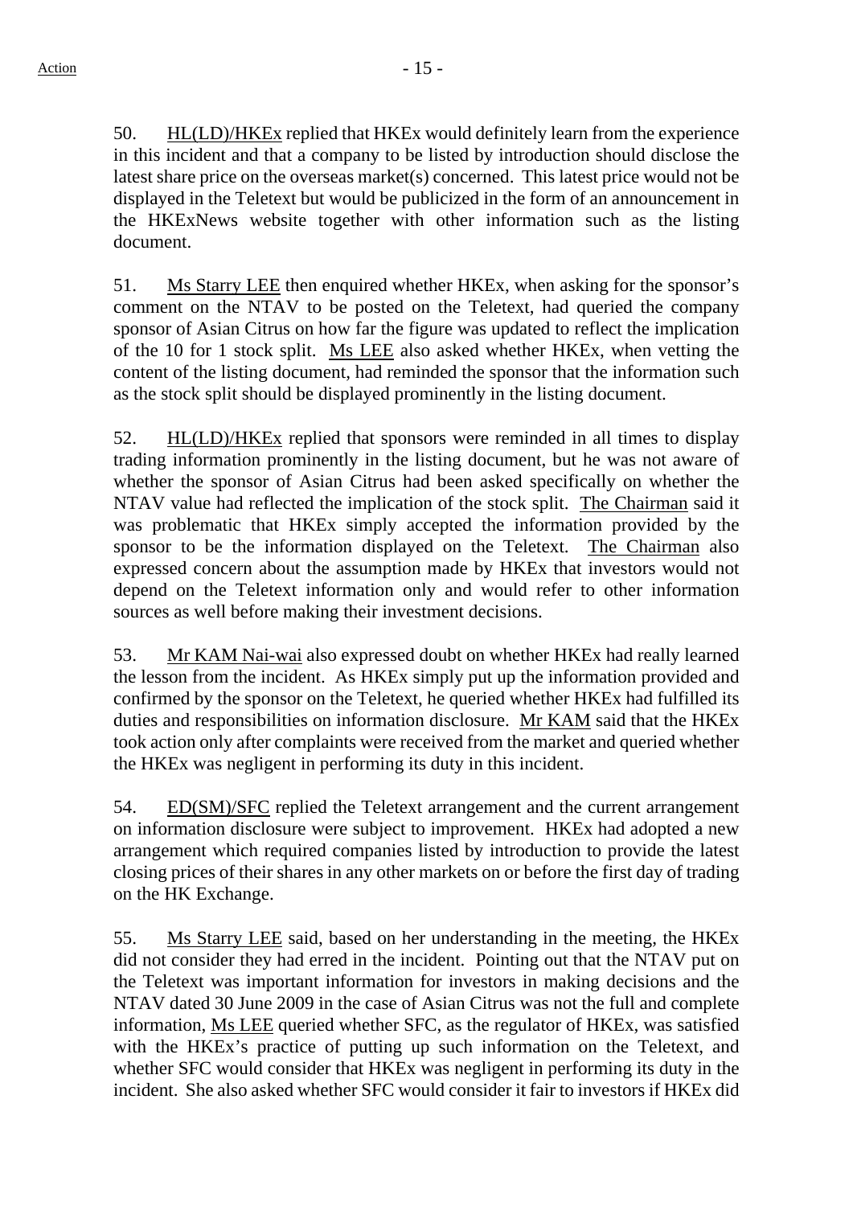50. HL(LD)/HKEx replied that HKEx would definitely learn from the experience in this incident and that a company to be listed by introduction should disclose the latest share price on the overseas market(s) concerned. This latest price would not be displayed in the Teletext but would be publicized in the form of an announcement in the HKExNews website together with other information such as the listing document.

51. Ms Starry LEE then enquired whether HKEx, when asking for the sponsor's comment on the NTAV to be posted on the Teletext, had queried the company sponsor of Asian Citrus on how far the figure was updated to reflect the implication of the 10 for 1 stock split. Ms LEE also asked whether HKEx, when vetting the content of the listing document, had reminded the sponsor that the information such as the stock split should be displayed prominently in the listing document.

52. HL(LD)/HKEx replied that sponsors were reminded in all times to display trading information prominently in the listing document, but he was not aware of whether the sponsor of Asian Citrus had been asked specifically on whether the NTAV value had reflected the implication of the stock split. The Chairman said it was problematic that HKEx simply accepted the information provided by the sponsor to be the information displayed on the Teletext. The Chairman also expressed concern about the assumption made by HKEx that investors would not depend on the Teletext information only and would refer to other information sources as well before making their investment decisions.

53. Mr KAM Nai-wai also expressed doubt on whether HKEx had really learned the lesson from the incident. As HKEx simply put up the information provided and confirmed by the sponsor on the Teletext, he queried whether HKEx had fulfilled its duties and responsibilities on information disclosure. Mr KAM said that the HKEx took action only after complaints were received from the market and queried whether the HKEx was negligent in performing its duty in this incident.

54. ED(SM)/SFC replied the Teletext arrangement and the current arrangement on information disclosure were subject to improvement. HKEx had adopted a new arrangement which required companies listed by introduction to provide the latest closing prices of their shares in any other markets on or before the first day of trading on the HK Exchange.

55. Ms Starry LEE said, based on her understanding in the meeting, the HKEx did not consider they had erred in the incident. Pointing out that the NTAV put on the Teletext was important information for investors in making decisions and the NTAV dated 30 June 2009 in the case of Asian Citrus was not the full and complete information, Ms LEE queried whether SFC, as the regulator of HKEx, was satisfied with the HKEx's practice of putting up such information on the Teletext, and whether SFC would consider that HKEx was negligent in performing its duty in the incident. She also asked whether SFC would consider it fair to investors if HKEx did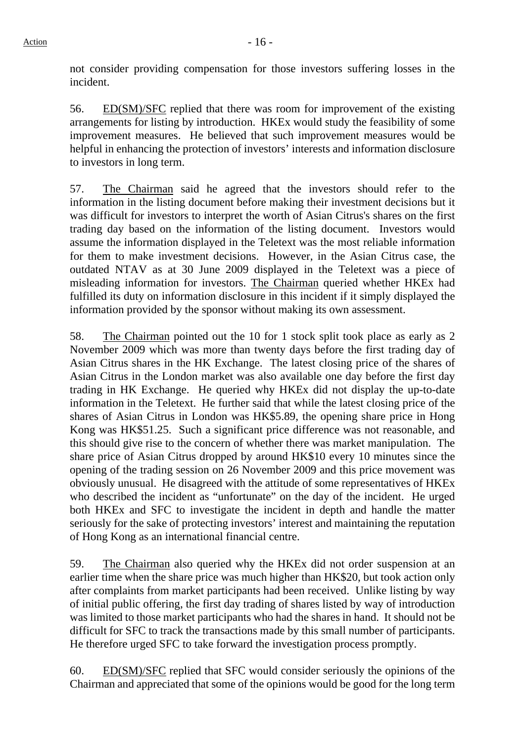not consider providing compensation for those investors suffering losses in the incident.

56. ED(SM)/SFC replied that there was room for improvement of the existing arrangements for listing by introduction. HKEx would study the feasibility of some improvement measures. He believed that such improvement measures would be helpful in enhancing the protection of investors' interests and information disclosure to investors in long term.

57. The Chairman said he agreed that the investors should refer to the information in the listing document before making their investment decisions but it was difficult for investors to interpret the worth of Asian Citrus's shares on the first trading day based on the information of the listing document. Investors would assume the information displayed in the Teletext was the most reliable information for them to make investment decisions. However, in the Asian Citrus case, the outdated NTAV as at 30 June 2009 displayed in the Teletext was a piece of misleading information for investors. The Chairman queried whether HKEx had fulfilled its duty on information disclosure in this incident if it simply displayed the information provided by the sponsor without making its own assessment.

58. The Chairman pointed out the 10 for 1 stock split took place as early as 2 November 2009 which was more than twenty days before the first trading day of Asian Citrus shares in the HK Exchange. The latest closing price of the shares of Asian Citrus in the London market was also available one day before the first day trading in HK Exchange. He queried why HKEx did not display the up-to-date information in the Teletext. He further said that while the latest closing price of the shares of Asian Citrus in London was HK$5.89, the opening share price in Hong Kong was HK$51.25. Such a significant price difference was not reasonable, and this should give rise to the concern of whether there was market manipulation. The share price of Asian Citrus dropped by around HK$10 every 10 minutes since the opening of the trading session on 26 November 2009 and this price movement was obviously unusual. He disagreed with the attitude of some representatives of HKEx who described the incident as "unfortunate" on the day of the incident. He urged both HKEx and SFC to investigate the incident in depth and handle the matter seriously for the sake of protecting investors' interest and maintaining the reputation of Hong Kong as an international financial centre.

59. The Chairman also queried why the HKEx did not order suspension at an earlier time when the share price was much higher than HK$20, but took action only after complaints from market participants had been received. Unlike listing by way of initial public offering, the first day trading of shares listed by way of introduction was limited to those market participants who had the shares in hand. It should not be difficult for SFC to track the transactions made by this small number of participants. He therefore urged SFC to take forward the investigation process promptly.

60. ED(SM)/SFC replied that SFC would consider seriously the opinions of the Chairman and appreciated that some of the opinions would be good for the long term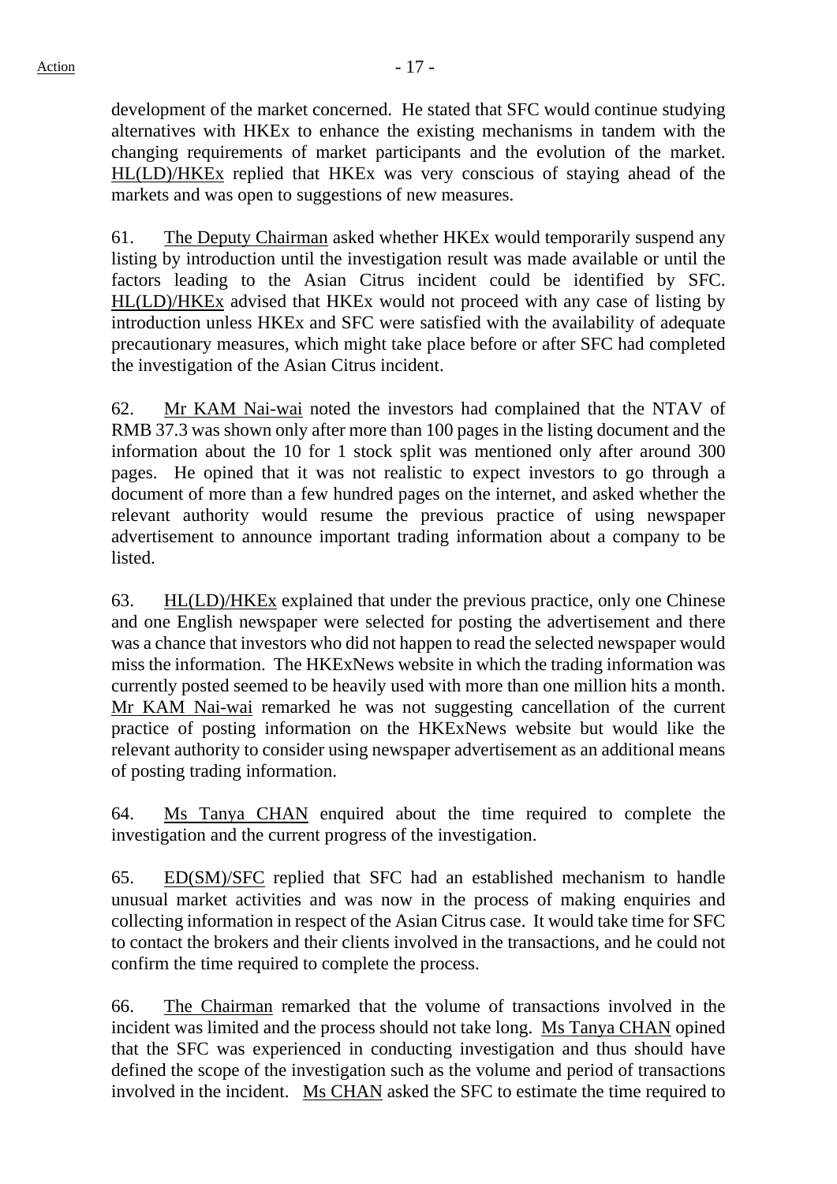development of the market concerned. He stated that SFC would continue studying alternatives with HKEx to enhance the existing mechanisms in tandem with the changing requirements of market participants and the evolution of the market. HL(LD)/HKEx replied that HKEx was very conscious of staying ahead of the markets and was open to suggestions of new measures.

61. The Deputy Chairman asked whether HKEx would temporarily suspend any listing by introduction until the investigation result was made available or until the factors leading to the Asian Citrus incident could be identified by SFC. HL(LD)/HKEx advised that HKEx would not proceed with any case of listing by introduction unless HKEx and SFC were satisfied with the availability of adequate precautionary measures, which might take place before or after SFC had completed the investigation of the Asian Citrus incident.

62. Mr KAM Nai-wai noted the investors had complained that the NTAV of RMB 37.3 was shown only after more than 100 pages in the listing document and the information about the 10 for 1 stock split was mentioned only after around 300 pages. He opined that it was not realistic to expect investors to go through a document of more than a few hundred pages on the internet, and asked whether the relevant authority would resume the previous practice of using newspaper advertisement to announce important trading information about a company to be listed.

63. HL(LD)/HKEx explained that under the previous practice, only one Chinese and one English newspaper were selected for posting the advertisement and there was a chance that investors who did not happen to read the selected newspaper would miss the information. The HKExNews website in which the trading information was currently posted seemed to be heavily used with more than one million hits a month. Mr KAM Nai-wai remarked he was not suggesting cancellation of the current practice of posting information on the HKExNews website but would like the relevant authority to consider using newspaper advertisement as an additional means of posting trading information.

64. Ms Tanya CHAN enquired about the time required to complete the investigation and the current progress of the investigation.

65. ED(SM)/SFC replied that SFC had an established mechanism to handle unusual market activities and was now in the process of making enquiries and collecting information in respect of the Asian Citrus case. It would take time for SFC to contact the brokers and their clients involved in the transactions, and he could not confirm the time required to complete the process.

66. The Chairman remarked that the volume of transactions involved in the incident was limited and the process should not take long. Ms Tanya CHAN opined that the SFC was experienced in conducting investigation and thus should have defined the scope of the investigation such as the volume and period of transactions involved in the incident. Ms CHAN asked the SFC to estimate the time required to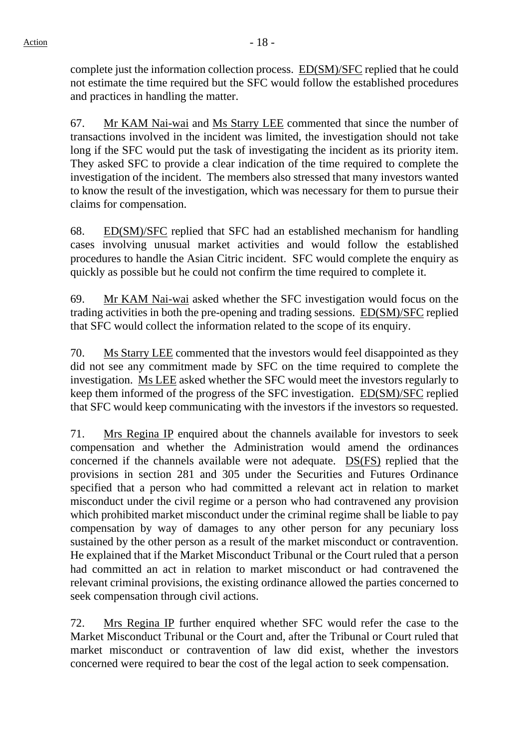complete just the information collection process. ED(SM)/SFC replied that he could not estimate the time required but the SFC would follow the established procedures and practices in handling the matter.

67. Mr KAM Nai-wai and Ms Starry LEE commented that since the number of transactions involved in the incident was limited, the investigation should not take long if the SFC would put the task of investigating the incident as its priority item. They asked SFC to provide a clear indication of the time required to complete the investigation of the incident. The members also stressed that many investors wanted to know the result of the investigation, which was necessary for them to pursue their claims for compensation.

68. ED(SM)/SFC replied that SFC had an established mechanism for handling cases involving unusual market activities and would follow the established procedures to handle the Asian Citric incident. SFC would complete the enquiry as quickly as possible but he could not confirm the time required to complete it.

69. Mr KAM Nai-wai asked whether the SFC investigation would focus on the trading activities in both the pre-opening and trading sessions. ED(SM)/SFC replied that SFC would collect the information related to the scope of its enquiry.

70. Ms Starry LEE commented that the investors would feel disappointed as they did not see any commitment made by SFC on the time required to complete the investigation. Ms LEE asked whether the SFC would meet the investors regularly to keep them informed of the progress of the SFC investigation. ED(SM)/SFC replied that SFC would keep communicating with the investors if the investors so requested.

71. Mrs Regina IP enquired about the channels available for investors to seek compensation and whether the Administration would amend the ordinances concerned if the channels available were not adequate. DS(FS) replied that the provisions in section 281 and 305 under the Securities and Futures Ordinance specified that a person who had committed a relevant act in relation to market misconduct under the civil regime or a person who had contravened any provision which prohibited market misconduct under the criminal regime shall be liable to pay compensation by way of damages to any other person for any pecuniary loss sustained by the other person as a result of the market misconduct or contravention. He explained that if the Market Misconduct Tribunal or the Court ruled that a person had committed an act in relation to market misconduct or had contravened the relevant criminal provisions, the existing ordinance allowed the parties concerned to seek compensation through civil actions.

72. Mrs Regina IP further enquired whether SFC would refer the case to the Market Misconduct Tribunal or the Court and, after the Tribunal or Court ruled that market misconduct or contravention of law did exist, whether the investors concerned were required to bear the cost of the legal action to seek compensation.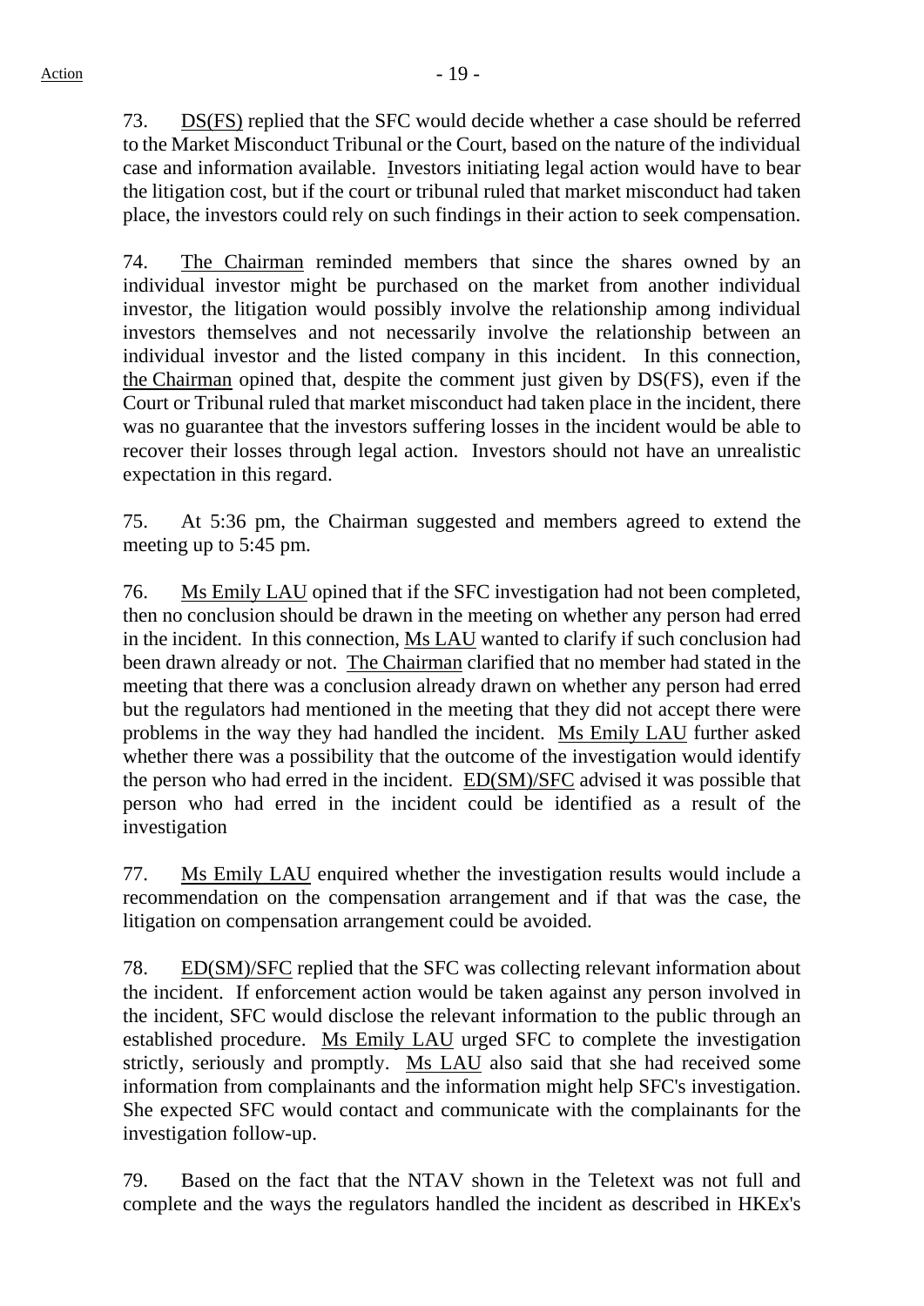73. DS(FS) replied that the SFC would decide whether a case should be referred to the Market Misconduct Tribunal or the Court, based on the nature of the individual case and information available. Investors initiating legal action would have to bear the litigation cost, but if the court or tribunal ruled that market misconduct had taken place, the investors could rely on such findings in their action to seek compensation.

74. The Chairman reminded members that since the shares owned by an individual investor might be purchased on the market from another individual investor, the litigation would possibly involve the relationship among individual investors themselves and not necessarily involve the relationship between an individual investor and the listed company in this incident. In this connection, the Chairman opined that, despite the comment just given by DS(FS), even if the Court or Tribunal ruled that market misconduct had taken place in the incident, there was no guarantee that the investors suffering losses in the incident would be able to recover their losses through legal action. Investors should not have an unrealistic expectation in this regard.

75. At 5:36 pm, the Chairman suggested and members agreed to extend the meeting up to 5:45 pm.

76. Ms Emily LAU opined that if the SFC investigation had not been completed, then no conclusion should be drawn in the meeting on whether any person had erred in the incident. In this connection, Ms LAU wanted to clarify if such conclusion had been drawn already or not. The Chairman clarified that no member had stated in the meeting that there was a conclusion already drawn on whether any person had erred but the regulators had mentioned in the meeting that they did not accept there were problems in the way they had handled the incident. Ms Emily LAU further asked whether there was a possibility that the outcome of the investigation would identify the person who had erred in the incident. ED(SM)/SFC advised it was possible that person who had erred in the incident could be identified as a result of the investigation

77. Ms Emily LAU enquired whether the investigation results would include a recommendation on the compensation arrangement and if that was the case, the litigation on compensation arrangement could be avoided.

78. ED(SM)/SFC replied that the SFC was collecting relevant information about the incident. If enforcement action would be taken against any person involved in the incident, SFC would disclose the relevant information to the public through an established procedure. Ms Emily LAU urged SFC to complete the investigation strictly, seriously and promptly. Ms LAU also said that she had received some information from complainants and the information might help SFC's investigation. She expected SFC would contact and communicate with the complainants for the investigation follow-up.

79. Based on the fact that the NTAV shown in the Teletext was not full and complete and the ways the regulators handled the incident as described in HKEx's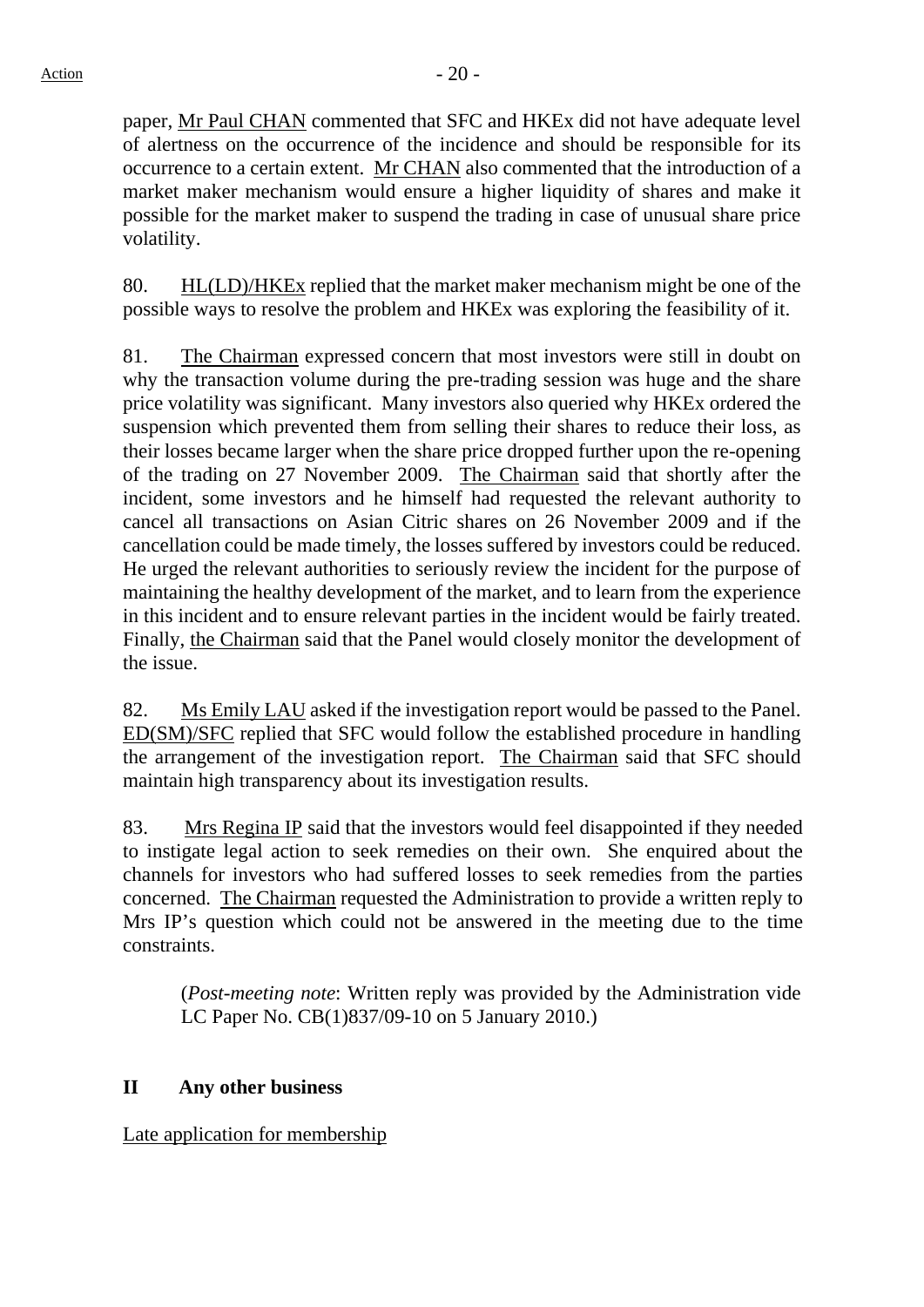paper, Mr Paul CHAN commented that SFC and HKEx did not have adequate level of alertness on the occurrence of the incidence and should be responsible for its occurrence to a certain extent. Mr CHAN also commented that the introduction of a market maker mechanism would ensure a higher liquidity of shares and make it possible for the market maker to suspend the trading in case of unusual share price volatility.

80. HL(LD)/HKEx replied that the market maker mechanism might be one of the possible ways to resolve the problem and HKEx was exploring the feasibility of it.

81. The Chairman expressed concern that most investors were still in doubt on why the transaction volume during the pre-trading session was huge and the share price volatility was significant. Many investors also queried why HKEx ordered the suspension which prevented them from selling their shares to reduce their loss, as their losses became larger when the share price dropped further upon the re-opening of the trading on 27 November 2009. The Chairman said that shortly after the incident, some investors and he himself had requested the relevant authority to cancel all transactions on Asian Citric shares on 26 November 2009 and if the cancellation could be made timely, the losses suffered by investors could be reduced. He urged the relevant authorities to seriously review the incident for the purpose of maintaining the healthy development of the market, and to learn from the experience in this incident and to ensure relevant parties in the incident would be fairly treated. Finally, the Chairman said that the Panel would closely monitor the development of the issue.

82. Ms Emily LAU asked if the investigation report would be passed to the Panel. ED(SM)/SFC replied that SFC would follow the established procedure in handling the arrangement of the investigation report. The Chairman said that SFC should maintain high transparency about its investigation results.

83. Mrs Regina IP said that the investors would feel disappointed if they needed to instigate legal action to seek remedies on their own. She enquired about the channels for investors who had suffered losses to seek remedies from the parties concerned. The Chairman requested the Administration to provide a written reply to Mrs IP's question which could not be answered in the meeting due to the time constraints.

> (*Post-meeting note*: Written reply was provided by the Administration vide LC Paper No. CB(1)837/09-10 on 5 January 2010.)

## II Any other business

Late application for membership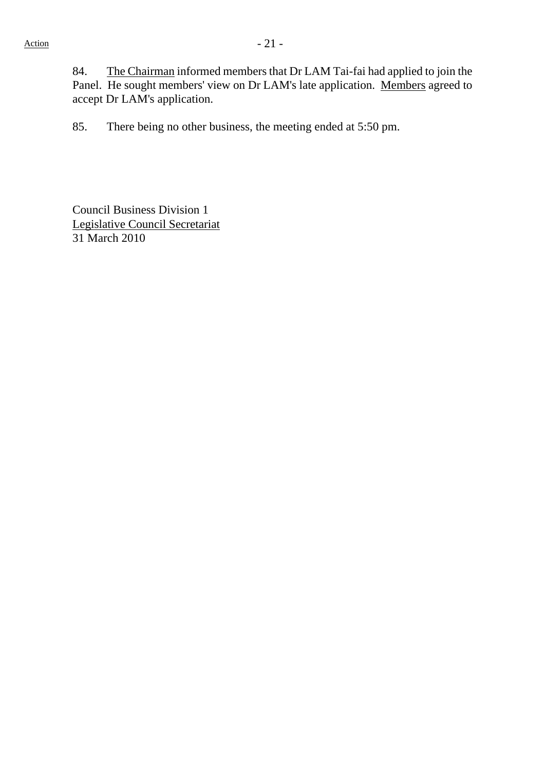Action

84. The Chairman informed members that Dr LAM Tai-fai had applied to join the Panel. He sought members' view on Dr LAM's late application. Members agreed to accept Dr LAM's application.

85. There being no other business, the meeting ended at 5:50 pm.

Council Business Division 1
Legislative Council Secretariat
31 March 2010